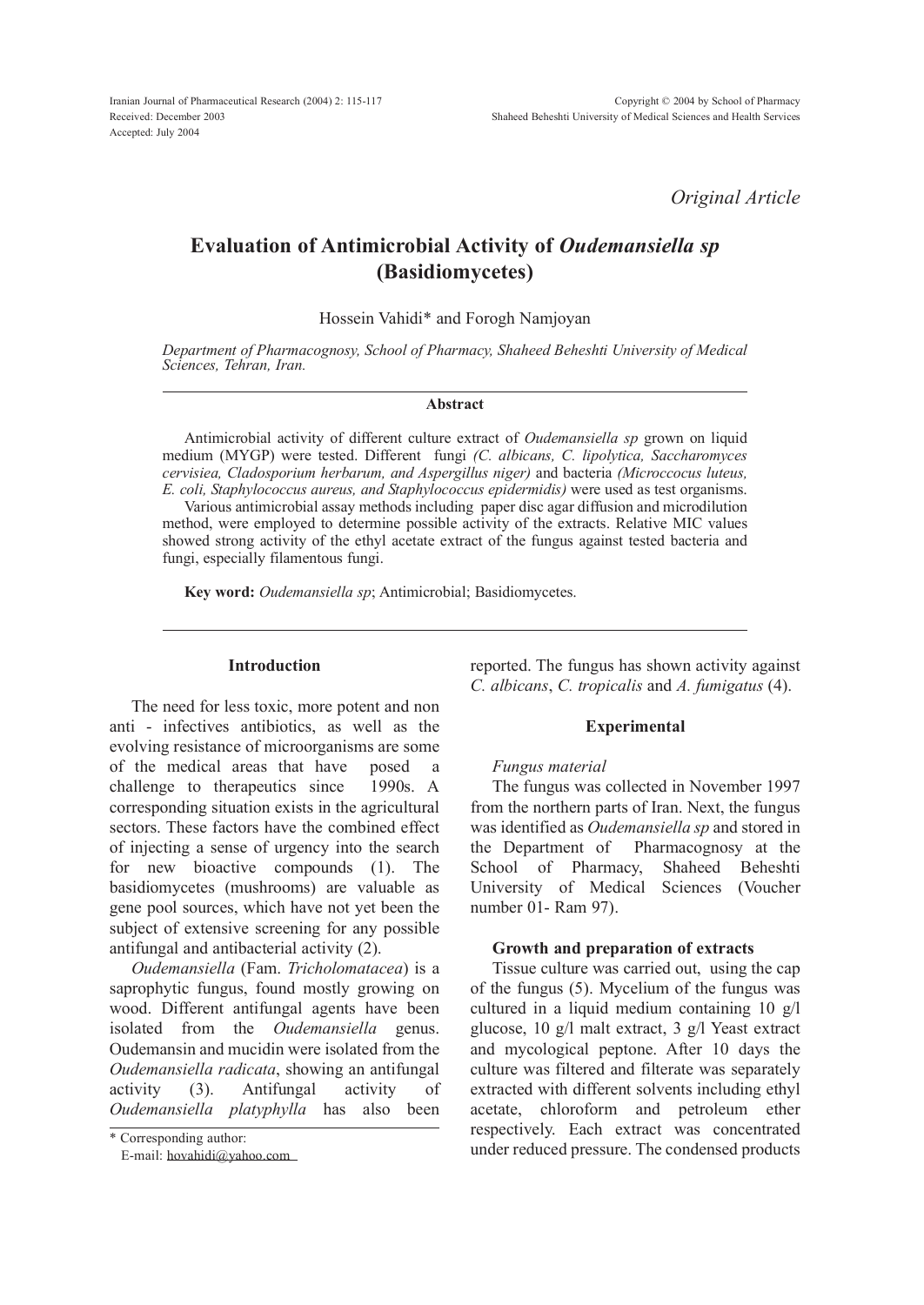*Original Article*

# Evaluation of Antimicrobial Activity of *Oudemansiella sp* (Basidiomycetes)

Hossein Vahidi* and Forogh Namjoyan

*Department of Pharmacognosy, School of Pharmacy, Shaheed Beheshti University of Medical Sciences, Tehran, Iran.*

### Abstract

Antimicrobial activity of different culture extract of *Oudemansiella sp* grown on liquid medium (MYGP) were tested. Different fungi *(C. albicans, C. lipolytica, Saccharomyces cervisiea, Cladosporium herbarum, and Aspergillus niger)* and bacteria *(Micrococcus luteus, E. coli, Staphylococcus aureus, and Staphylococcus epidermidis)* were used as test organisms.

Various antimicrobial assay methods including paper disc agar diffusion and microdilution method, were employed to determine possible activity of the extracts. Relative MIC values showed strong activity of the ethyl acetate extract of the fungus against tested bacteria and fungi, especially filamentous fungi.

**Key word:** *Oudemansiella sp*; Antimicrobial; Basidiomycetes.

## Introduction

The need for less toxic, more potent and non anti - infectives antibiotics, as well as the evolving resistance of microorganisms are some of the medical areas that have posed a challenge to therapeutics since 1990s. A corresponding situation exists in the agricultural sectors. These factors have the combined effect of injecting a sense of urgency into the search for new bioactive compounds (1). The basidiomycetes (mushrooms) are valuable as gene pool sources, which have not yet been the subject of extensive screening for any possible antifungal and antibacterial activity (2).

*Oudemansiella* (Fam. *Tricholomatacea*) is a saprophytic fungus, found mostly growing on wood. Different antifungal agents have been isolated from the *Oudemansiella* genus. Oudemansin and mucidin were isolated from the *Oudemansiella radicata*, showing an antifungal activity (3). Antifungal activity of *Oudemansiella platyphylla* has also been reported. The fungus has shown activity against *C. albicans*, *C. tropicalis* and *A. fumigatus* (4).

## Experimental

*Fungus material*

The fungus was collected in November 1997 from the northern parts of Iran. Next, the fungus was identified as *Oudemansiella sp* and stored in the Department of Pharmacognosy at the School of Pharmacy, Shaheed Beheshti University of Medical Sciences (Voucher number 01- Ram 97).

### Growth and preparation of extracts

Tissue culture was carried out, using the cap of the fungus (5). Mycelium of the fungus was cultured in a liquid medium containing 10 g/l glucose, 10 g/l malt extract, 3 g/l Yeast extract and mycological peptone. After 10 days the culture was filtered and filterate was separately extracted with different solvents including ethyl acetate, chloroform and petroleum ether respectively. Each extract was concentrated under reduced pressure. The condensed products

\* Corresponding author:
E-mail: hovahidi@yahoo.com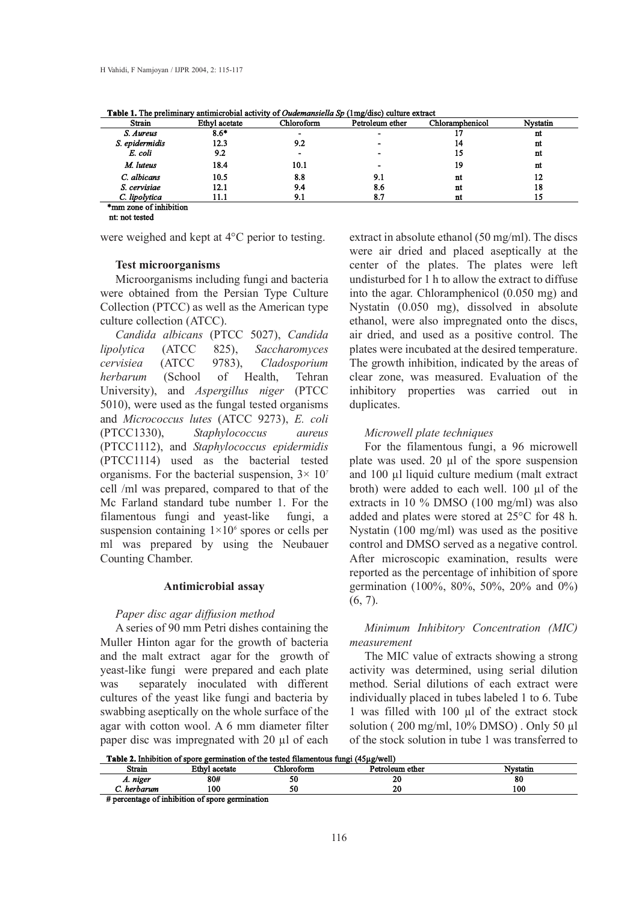**Table 1.** The preliminary antimicrobial activity of *Oudemansiella Sp* (1mg/disc) culture extract

| Strain | Ethyl acetate | Chloroform | Petroleum ether | Chloramphenicol | Nystatin |
|---|---|---|---|---|---|
| *S. Aureus* | 8.6* | - | - | 17 | nt |
| *S. epidermidis* | 12.3 | 9.2 | - | 14 | nt |
| *E. coli* | 9.2 | - | - | 15 | nt |
| *M. luteus* | 18.4 | 10.1 | - | 19 | nt |
| *C. albicans* | 10.5 | 8.8 | 9.1 | nt | 12 |
| *S. cervisiae* | 12.1 | 9.4 | 8.6 | nt | 18 |
| *C. lipolytica* | 11.1 | 9.1 | 8.7 | nt | 15 |

*mm zone of inhibition
nt: not tested

were weighed and kept at 4°C perior to testing.

### Test microorganisms

Microorganisms including fungi and bacteria were obtained from the Persian Type Culture Collection (PTCC) as well as the American type culture collection (ATCC).

*Candida albicans* (PTCC 5027), *Candida lipolytica* (ATCC 825), *Saccharomyces cervisiea* (ATCC 9783), *Cladosporium herbarum* (School of Health, Tehran University), and *Aspergillus niger* (PTCC 5010), were used as the fungal tested organisms and *Micrococcus lutes* (ATCC 9273), *E. coli* (PTCC1330), *Staphylococcus aureus* (PTCC1112), and *Staphylococcus epidermidis* (PTCC1114) used as the bacterial tested organisms. For the bacterial suspension, $3\times 10^7$ cell /ml was prepared, compared to that of the Mc Farland standard tube number 1. For the filamentous fungi and yeast-like fungi, a suspension containing $1\times10^6$ spores or cells per ml was prepared by using the Neubauer Counting Chamber.

## Antimicrobial assay

*Paper disc agar diffusion method*

A series of 90 mm Petri dishes containing the Muller Hinton agar for the growth of bacteria and the malt extract agar for the growth of yeast-like fungi were prepared and each plate was separately inoculated with different cultures of the yeast like fungi and bacteria by swabbing aseptically on the whole surface of the agar with cotton wool. A 6 mm diameter filter paper disc was impregnated with 20 µl of each extract in absolute ethanol (50 mg/ml). The discs were air dried and placed aseptically at the center of the plates. The plates were left undisturbed for 1 h to allow the extract to diffuse into the agar. Chloramphenicol (0.050 mg) and Nystatin (0.050 mg), dissolved in absolute ethanol, were also impregnated onto the discs, air dried, and used as a positive control. The plates were incubated at the desired temperature. The growth inhibition, indicated by the areas of clear zone, was measured. Evaluation of the inhibitory properties was carried out in duplicates.

*Microwell plate techniques*

For the filamentous fungi, a 96 microwell plate was used. 20 µl of the spore suspension and 100 µl liquid culture medium (malt extract broth) were added to each well. 100 µl of the extracts in 10 % DMSO (100 mg/ml) was also added and plates were stored at 25°C for 48 h. Nystatin (100 mg/ml) was used as the positive control and DMSO served as a negative control. After microscopic examination, results were reported as the percentage of inhibition of spore germination (100%, 80%, 50%, 20% and 0%) (6, 7).

*Minimum Inhibitory Concentration (MIC) measurement*

The MIC value of extracts showing a strong activity was determined, using serial dilution method. Serial dilutions of each extract were individually placed in tubes labeled 1 to 6. Tube 1 was filled with 100 µl of the extract stock solution ( 200 mg/ml, 10% DMSO) . Only 50 µl of the stock solution in tube 1 was transferred to

**Table 2.** Inhibition of spore germination of the tested filamentous fungi (45µg/well)

| Strain | Ethyl acetate | Chloroform | Petroleum ether | Nystatin |
|---|---|---|---|---|
| *A. niger* | 80# | 50 | 20 | 80 |
| *C. herbarum* | 100 | 50 | 20 | 100 |

\# percentage of inhibition of spore germination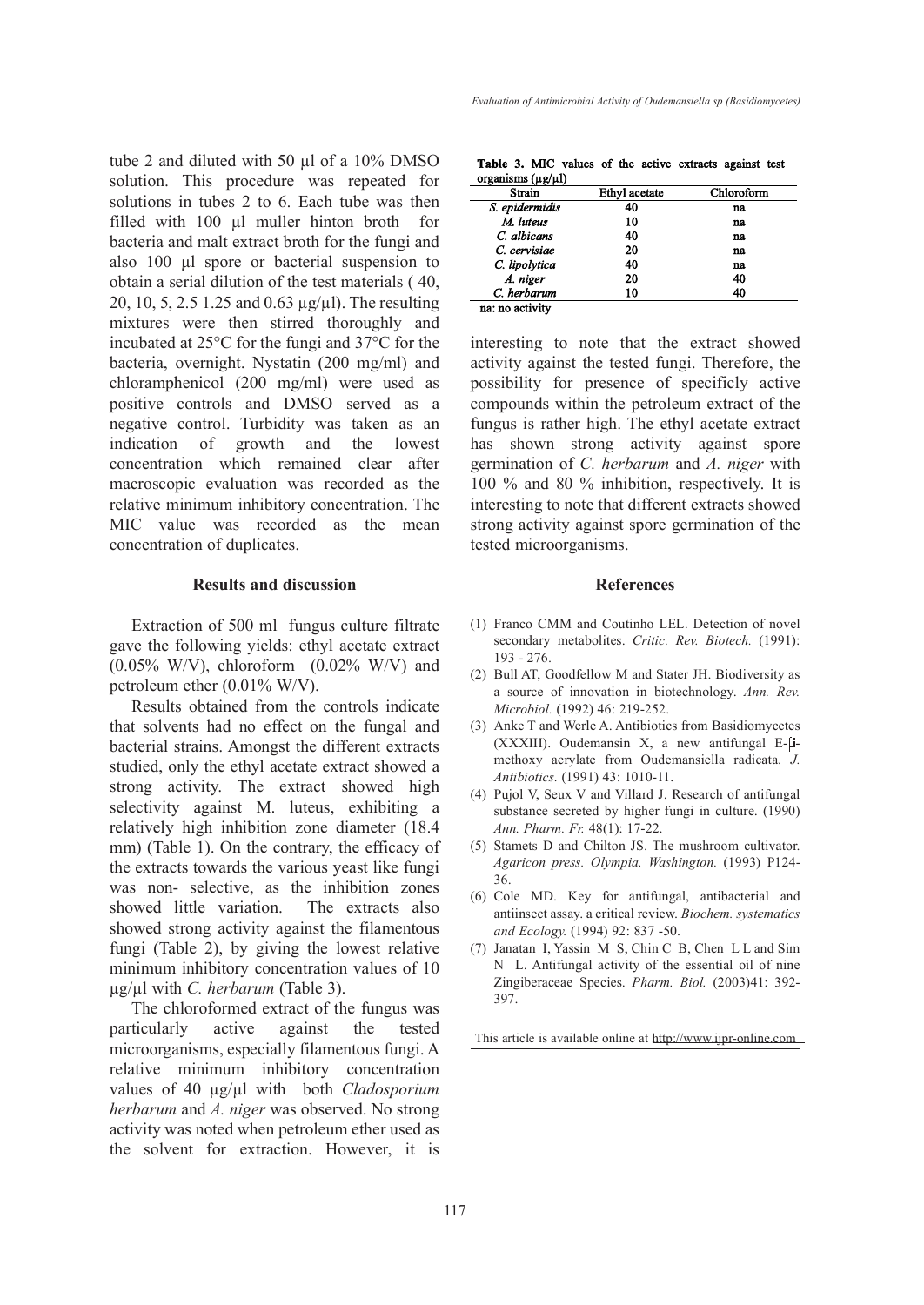tube 2 and diluted with 50 µl of a 10% DMSO solution. This procedure was repeated for solutions in tubes 2 to 6. Each tube was then filled with 100 µl muller hinton broth for bacteria and malt extract broth for the fungi and also 100 µl spore or bacterial suspension to obtain a serial dilution of the test materials ( 40, 20, 10, 5, 2.5 1.25 and 0.63 µg/µl). The resulting mixtures were then stirred thoroughly and incubated at 25°C for the fungi and 37°C for the bacteria, overnight. Nystatin (200 mg/ml) and chloramphenicol (200 mg/ml) were used as positive controls and DMSO served as a negative control. Turbidity was taken as an indication of growth and the lowest concentration which remained clear after macroscopic evaluation was recorded as the relative minimum inhibitory concentration. The MIC value was recorded as the mean concentration of duplicates.

## Results and discussion

Extraction of 500 ml fungus culture filtrate gave the following yields: ethyl acetate extract (0.05% W/V), chloroform (0.02% W/V) and petroleum ether (0.01% W/V).

Results obtained from the controls indicate that solvents had no effect on the fungal and bacterial strains. Amongst the different extracts studied, only the ethyl acetate extract showed a strong activity. The extract showed high selectivity against M. luteus, exhibiting a relatively high inhibition zone diameter (18.4 mm) (Table 1). On the contrary, the efficacy of the extracts towards the various yeast like fungi was non- selective, as the inhibition zones showed little variation. The extracts also showed strong activity against the filamentous fungi (Table 2), by giving the lowest relative minimum inhibitory concentration values of 10 µg/µl with *C. herbarum* (Table 3).

The chloroformed extract of the fungus was particularly active against the tested microorganisms, especially filamentous fungi. A relative minimum inhibitory concentration values of 40 µg/µl with both *Cladosporium herbarum* and *A. niger* was observed. No strong activity was noted when petroleum ether used as the solvent for extraction. However, it is interesting to note that the extract showed activity against the tested fungi. Therefore, the possibility for presence of specificly active compounds within the petroleum extract of the fungus is rather high. The ethyl acetate extract has shown strong activity against spore germination of *C. herbarum* and *A. niger* with 100 % and 80 % inhibition, respectively. It is interesting to note that different extracts showed strong activity against spore germination of the tested microorganisms.

**Table 3.** MIC values of the active extracts against test organisms (µg/µl)

| Strain | Ethyl acetate | Chloroform |
|---|---|---|
| *S. epidermidis* | 40 | na |
| *M. luteus* | 10 | na |
| *C. albicans* | 40 | na |
| *C. cervisiae* | 20 | na |
| *C. lipolytica* | 40 | na |
| *A. niger* | 20 | 40 |
| *C. herbarum* | 10 | 40 |

na: no activity

## References

(1) Franco CMM and Coutinho LEL. Detection of novel secondary metabolites. *Critic. Rev. Biotech.* (1991): 193 - 276.

(2) Bull AT, Goodfellow M and Stater JH. Biodiversity as a source of innovation in biotechnology. *Ann. Rev. Microbiol.* (1992) 46: 219-252.

(3) Anke T and Werle A. Antibiotics from Basidiomycetes (XXXIII). Oudemansin X, a new antifungal E-β-methoxy acrylate from Oudemansiella radicata. *J. Antibiotics.* (1991) 43: 1010-11.

(4) Pujol V, Seux V and Villard J. Research of antifungal substance secreted by higher fungi in culture. (1990) *Ann. Pharm. Fr.* 48(1): 17-22.

(5) Stamets D and Chilton JS. The mushroom cultivator. *Agaricon press. Olympia. Washington.* (1993) P124-36.

(6) Cole MD. Key for antifungal, antibacterial and antiinsect assay. a critical review. *Biochem. systematics and Ecology.* (1994) 92: 837 -50.

(7) Janatan I, Yassin M S, Chin C B, Chen L L and Sim N L. Antifungal activity of the essential oil of nine Zingiberaceae Species. *Pharm. Biol.* (2003)41: 392-397.

This article is available online at http://www.ijpr-online.com